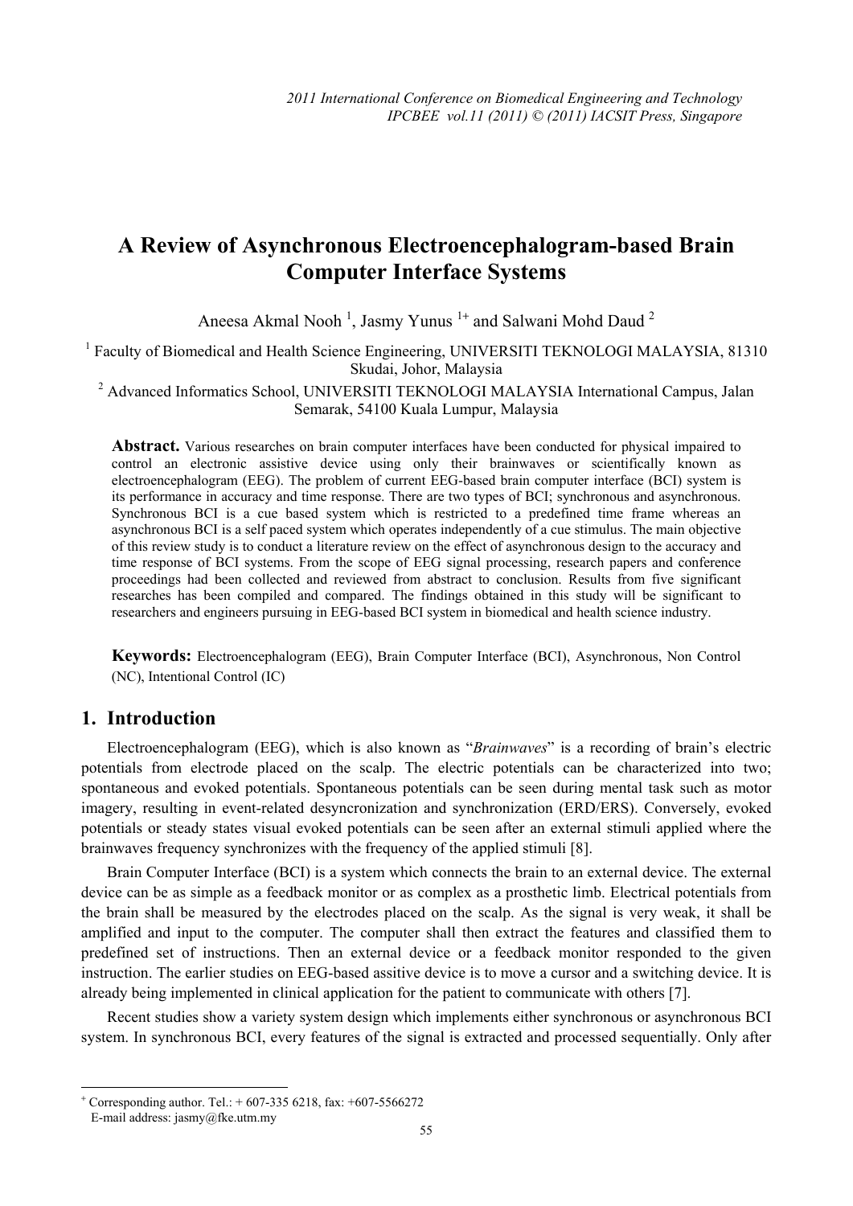# A Review of Asynchronous Electroencephalogram-based Brain Computer Interface Systems

Aneesa Akmal Nooh [1], Jasmy Yunus [1+] and Salwani Mohd Daud [2]

[1] Faculty of Biomedical and Health Science Engineering, UNIVERSITI TEKNOLOGI MALAYSIA, 81310 Skudai, Johor, Malaysia

[2] Advanced Informatics School, UNIVERSITI TEKNOLOGI MALAYSIA International Campus, Jalan Semarak, 54100 Kuala Lumpur, Malaysia

**Abstract.** Various researches on brain computer interfaces have been conducted for physical impaired to control an electronic assistive device using only their brainwaves or scientifically known as electroencephalogram (EEG). The problem of current EEG-based brain computer interface (BCI) system is its performance in accuracy and time response. There are two types of BCI; synchronous and asynchronous. Synchronous BCI is a cue based system which is restricted to a predefined time frame whereas an asynchronous BCI is a self paced system which operates independently of a cue stimulus. The main objective of this review study is to conduct a literature review on the effect of asynchronous design to the accuracy and time response of BCI systems. From the scope of EEG signal processing, research papers and conference proceedings had been collected and reviewed from abstract to conclusion. Results from five significant researches has been compiled and compared. The findings obtained in this study will be significant to researchers and engineers pursuing in EEG-based BCI system in biomedical and health science industry.

**Keywords:** Electroencephalogram (EEG), Brain Computer Interface (BCI), Asynchronous, Non Control (NC), Intentional Control (IC)

## 1. Introduction

Electroencephalogram (EEG), which is also known as "*Brainwaves*" is a recording of brain's electric potentials from electrode placed on the scalp. The electric potentials can be characterized into two; spontaneous and evoked potentials. Spontaneous potentials can be seen during mental task such as motor imagery, resulting in event-related desyncronization and synchronization (ERD/ERS). Conversely, evoked potentials or steady states visual evoked potentials can be seen after an external stimuli applied where the brainwaves frequency synchronizes with the frequency of the applied stimuli [8].

Brain Computer Interface (BCI) is a system which connects the brain to an external device. The external device can be as simple as a feedback monitor or as complex as a prosthetic limb. Electrical potentials from the brain shall be measured by the electrodes placed on the scalp. As the signal is very weak, it shall be amplified and input to the computer. The computer shall then extract the features and classified them to predefined set of instructions. Then an external device or a feedback monitor responded to the given instruction. The earlier studies on EEG-based assitive device is to move a cursor and a switching device. It is already being implemented in clinical application for the patient to communicate with others [7].

Recent studies show a variety system design which implements either synchronous or asynchronous BCI system. In synchronous BCI, every features of the signal is extracted and processed sequentially. Only after

+ Corresponding author. Tel.: + 607-335 6218, fax: +607-5566272
E-mail address: jasmy@fke.utm.my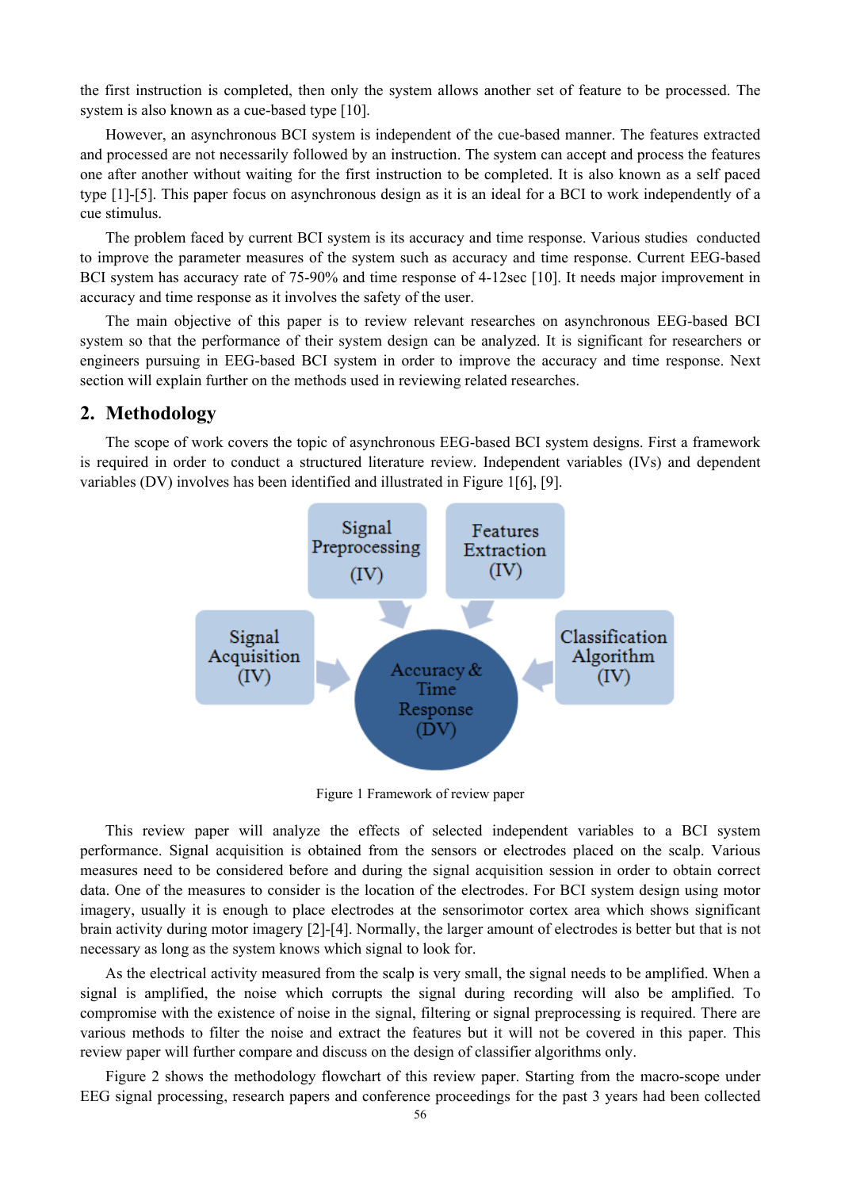the first instruction is completed, then only the system allows another set of feature to be processed. The system is also known as a cue-based type [10].

However, an asynchronous BCI system is independent of the cue-based manner. The features extracted and processed are not necessarily followed by an instruction. The system can accept and process the features one after another without waiting for the first instruction to be completed. It is also known as a self paced type [1]-[5]. This paper focus on asynchronous design as it is an ideal for a BCI to work independently of a cue stimulus.

The problem faced by current BCI system is its accuracy and time response. Various studies conducted to improve the parameter measures of the system such as accuracy and time response. Current EEG-based BCI system has accuracy rate of 75-90% and time response of 4-12sec [10]. It needs major improvement in accuracy and time response as it involves the safety of the user.

The main objective of this paper is to review relevant researches on asynchronous EEG-based BCI system so that the performance of their system design can be analyzed. It is significant for researchers or engineers pursuing in EEG-based BCI system in order to improve the accuracy and time response. Next section will explain further on the methods used in reviewing related researches.

## 2. Methodology

The scope of work covers the topic of asynchronous EEG-based BCI system designs. First a framework is required in order to conduct a structured literature review. Independent variables (IVs) and dependent variables (DV) involves has been identified and illustrated in Figure 1[6], [9].

Signal Preprocessing (IV)

Features Extraction (IV)

Signal Acquisition (IV)

Accuracy & Time Response (DV)

Classification Algorithm (IV)

Figure 1 Framework of review paper

This review paper will analyze the effects of selected independent variables to a BCI system performance. Signal acquisition is obtained from the sensors or electrodes placed on the scalp. Various measures need to be considered before and during the signal acquisition session in order to obtain correct data. One of the measures to consider is the location of the electrodes. For BCI system design using motor imagery, usually it is enough to place electrodes at the sensorimotor cortex area which shows significant brain activity during motor imagery [2]-[4]. Normally, the larger amount of electrodes is better but that is not necessary as long as the system knows which signal to look for.

As the electrical activity measured from the scalp is very small, the signal needs to be amplified. When a signal is amplified, the noise which corrupts the signal during recording will also be amplified. To compromise with the existence of noise in the signal, filtering or signal preprocessing is required. There are various methods to filter the noise and extract the features but it will not be covered in this paper. This review paper will further compare and discuss on the design of classifier algorithms only.

Figure 2 shows the methodology flowchart of this review paper. Starting from the macro-scope under EEG signal processing, research papers and conference proceedings for the past 3 years had been collected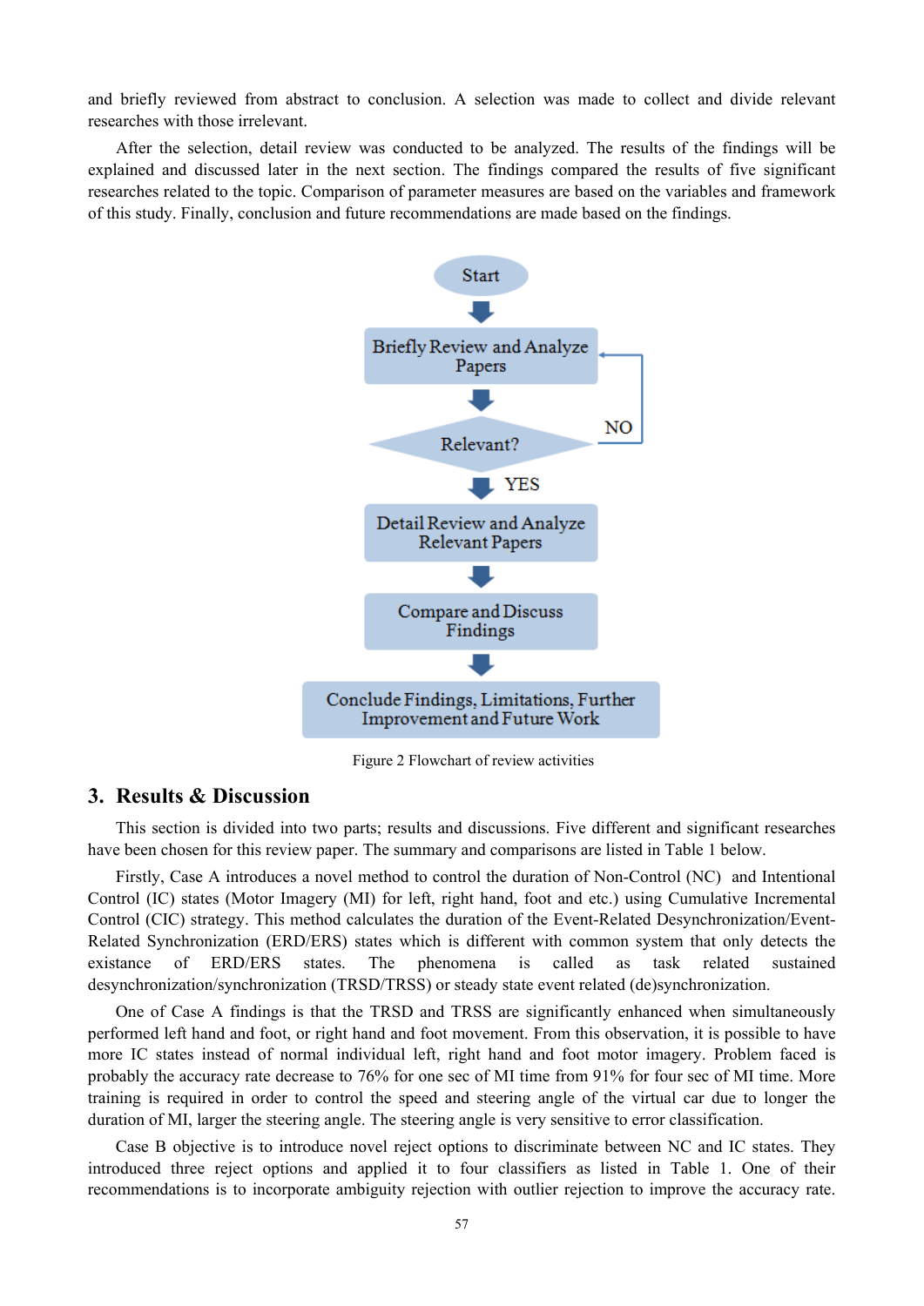and briefly reviewed from abstract to conclusion. A selection was made to collect and divide relevant researches with those irrelevant.

After the selection, detail review was conducted to be analyzed. The results of the findings will be explained and discussed later in the next section. The findings compared the results of five significant researches related to the topic. Comparison of parameter measures are based on the variables and framework of this study. Finally, conclusion and future recommendations are made based on the findings.

Start

Briefly Review and Analyze Papers

Relevant?

NO

YES

Detail Review and Analyze Relevant Papers

Compare and Discuss Findings

Conclude Findings, Limitations, Further Improvement and Future Work

Figure 2 Flowchart of review activities

## 3. Results & Discussion

This section is divided into two parts; results and discussions. Five different and significant researches have been chosen for this review paper. The summary and comparisons are listed in Table 1 below.

Firstly, Case A introduces a novel method to control the duration of Non-Control (NC) and Intentional Control (IC) states (Motor Imagery (MI) for left, right hand, foot and etc.) using Cumulative Incremental Control (CIC) strategy. This method calculates the duration of the Event-Related Desynchronization/Event-Related Synchronization (ERD/ERS) states which is different with common system that only detects the existance of ERD/ERS states. The phenomena is called as task related sustained desynchronization/synchronization (TRSD/TRSS) or steady state event related (de)synchronization.

One of Case A findings is that the TRSD and TRSS are significantly enhanced when simultaneously performed left hand and foot, or right hand and foot movement. From this observation, it is possible to have more IC states instead of normal individual left, right hand and foot motor imagery. Problem faced is probably the accuracy rate decrease to 76% for one sec of MI time from 91% for four sec of MI time. More training is required in order to control the speed and steering angle of the virtual car due to longer the duration of MI, larger the steering angle. The steering angle is very sensitive to error classification.

Case B objective is to introduce novel reject options to discriminate between NC and IC states. They introduced three reject options and applied it to four classifiers as listed in Table 1. One of their recommendations is to incorporate ambiguity rejection with outlier rejection to improve the accuracy rate.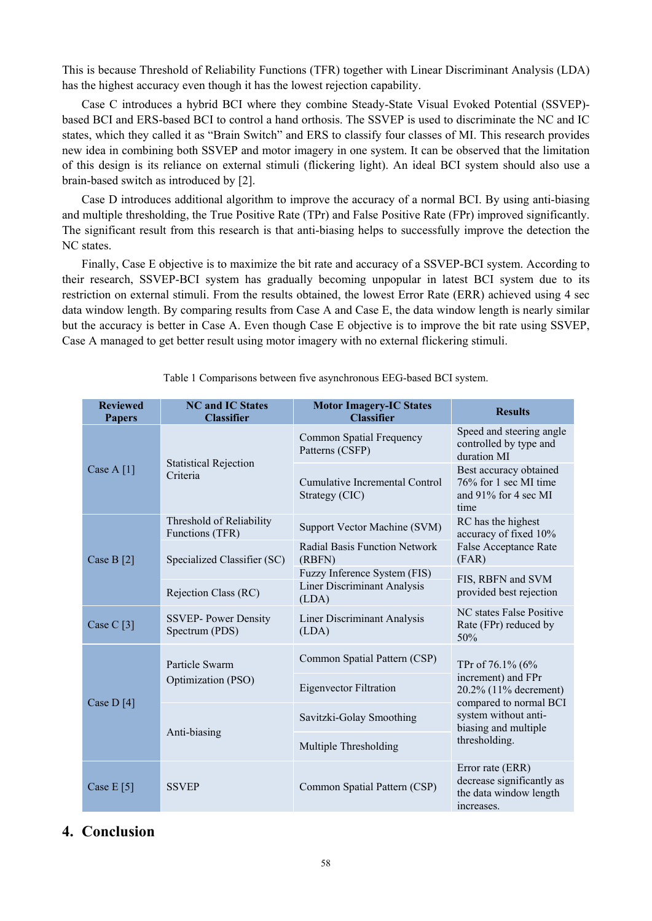This is because Threshold of Reliability Functions (TFR) together with Linear Discriminant Analysis (LDA) has the highest accuracy even though it has the lowest rejection capability.

Case C introduces a hybrid BCI where they combine Steady-State Visual Evoked Potential (SSVEP)-based BCI and ERS-based BCI to control a hand orthosis. The SSVEP is used to discriminate the NC and IC states, which they called it as "Brain Switch" and ERS to classify four classes of MI. This research provides new idea in combining both SSVEP and motor imagery in one system. It can be observed that the limitation of this design is its reliance on external stimuli (flickering light). An ideal BCI system should also use a brain-based switch as introduced by [2].

Case D introduces additional algorithm to improve the accuracy of a normal BCI. By using anti-biasing and multiple thresholding, the True Positive Rate (TPr) and False Positive Rate (FPr) improved significantly. The significant result from this research is that anti-biasing helps to successfully improve the detection the NC states.

Finally, Case E objective is to maximize the bit rate and accuracy of a SSVEP-BCI system. According to their research, SSVEP-BCI system has gradually becoming unpopular in latest BCI system due to its restriction on external stimuli. From the results obtained, the lowest Error Rate (ERR) achieved using 4 sec data window length. By comparing results from Case A and Case E, the data window length is nearly similar but the accuracy is better in Case A. Even though Case E objective is to improve the bit rate using SSVEP, Case A managed to get better result using motor imagery with no external flickering stimuli.

Table 1 Comparisons between five asynchronous EEG-based BCI system.

| Reviewed Papers | NC and IC States Classifier | Motor Imagery-IC States Classifier | Results |
|---|---|---|---|
| Case A [1] | Statistical Rejection Criteria | Common Spatial Frequency Patterns (CSFP) | Speed and steering angle controlled by type and duration MI |
| | | Cumulative Incremental Control Strategy (CIC) | Best accuracy obtained 76% for 1 sec MI time and 91% for 4 sec MI time |
| Case B [2] | Threshold of Reliability Functions (TFR) | Support Vector Machine (SVM) | RC has the highest accuracy of fixed 10% False Acceptance Rate (FAR) |
| | Specialized Classifier (SC) | Radial Basis Function Network (RBFN) | |
| | Rejection Class (RC) | Fuzzy Inference System (FIS) | FIS, RBFN and SVM provided best rejection |
| | | Liner Discriminant Analysis (LDA) | |
| Case C [3] | SSVEP- Power Density Spectrum (PDS) | Liner Discriminant Analysis (LDA) | NC states False Positive Rate (FPr) reduced by 50% |
| Case D [4] | Particle Swarm Optimization (PSO) | Common Spatial Pattern (CSP) | TPr of 76.1% (6% increment) and FPr 20.2% (11% decrement) compared to normal BCI system without anti-biasing and multiple thresholding. |
| | | Eigenvector Filtration | |
| | Anti-biasing | Savitzki-Golay Smoothing | |
| | | Multiple Thresholding | |
| Case E [5] | SSVEP | Common Spatial Pattern (CSP) | Error rate (ERR) decrease significantly as the data window length increases. |

## 4. Conclusion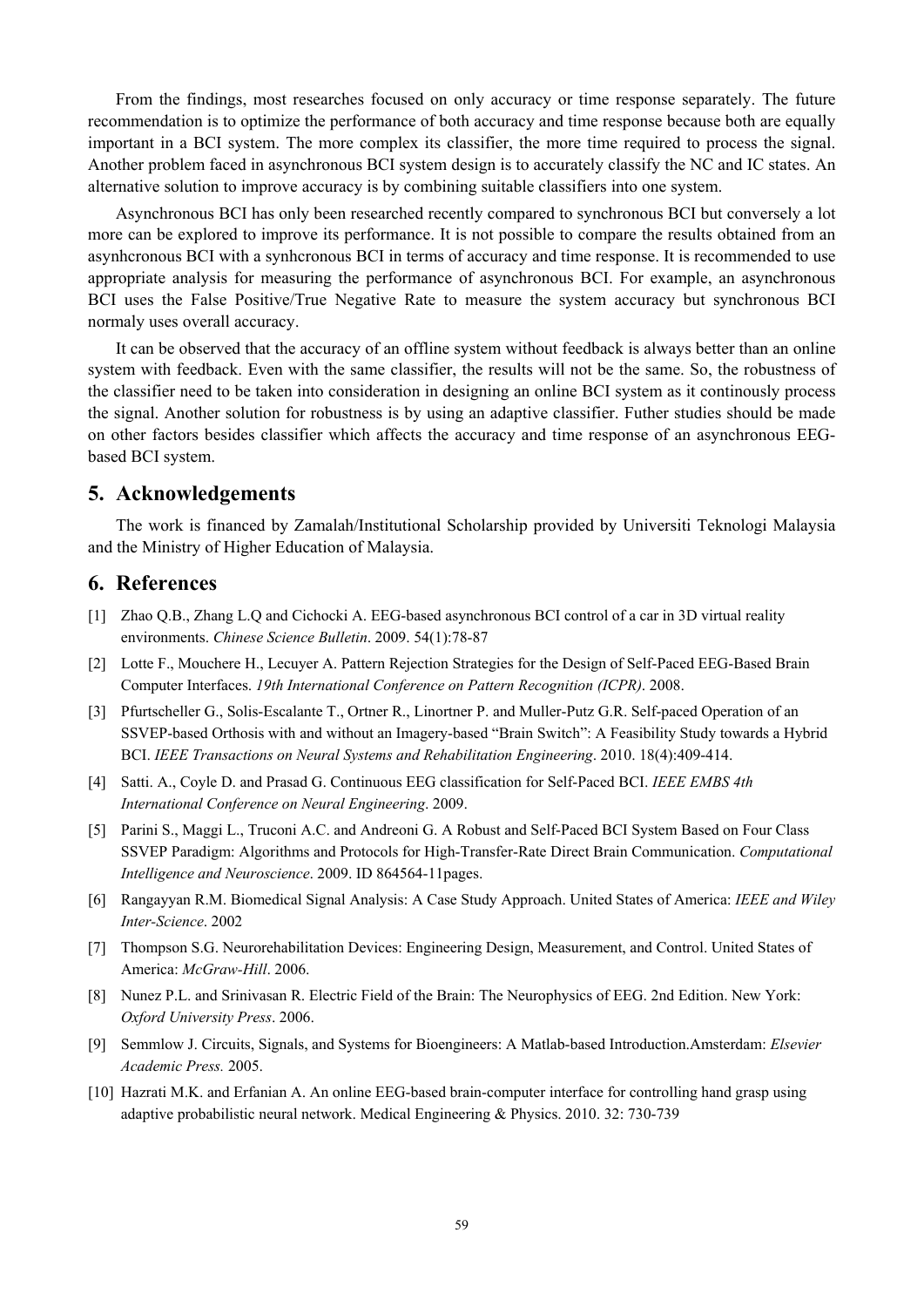From the findings, most researches focused on only accuracy or time response separately. The future recommendation is to optimize the performance of both accuracy and time response because both are equally important in a BCI system. The more complex its classifier, the more time required to process the signal. Another problem faced in asynchronous BCI system design is to accurately classify the NC and IC states. An alternative solution to improve accuracy is by combining suitable classifiers into one system.

Asynchronous BCI has only been researched recently compared to synchronous BCI but conversely a lot more can be explored to improve its performance. It is not possible to compare the results obtained from an asynhcronous BCI with a synhcronous BCI in terms of accuracy and time response. It is recommended to use appropriate analysis for measuring the performance of asynchronous BCI. For example, an asynchronous BCI uses the False Positive/True Negative Rate to measure the system accuracy but synchronous BCI normaly uses overall accuracy.

It can be observed that the accuracy of an offline system without feedback is always better than an online system with feedback. Even with the same classifier, the results will not be the same. So, the robustness of the classifier need to be taken into consideration in designing an online BCI system as it continously process the signal. Another solution for robustness is by using an adaptive classifier. Futher studies should be made on other factors besides classifier which affects the accuracy and time response of an asynchronous EEG-based BCI system.

## 5. Acknowledgements

The work is financed by Zamalah/Institutional Scholarship provided by Universiti Teknologi Malaysia and the Ministry of Higher Education of Malaysia.

## 6. References

[1] Zhao Q.B., Zhang L.Q and Cichocki A. EEG-based asynchronous BCI control of a car in 3D virtual reality environments. *Chinese Science Bulletin*. 2009. 54(1):78-87

[2] Lotte F., Mouchere H., Lecuyer A. Pattern Rejection Strategies for the Design of Self-Paced EEG-Based Brain Computer Interfaces. *19th International Conference on Pattern Recognition (ICPR)*. 2008.

[3] Pfurtscheller G., Solis-Escalante T., Ortner R., Linortner P. and Muller-Putz G.R. Self-paced Operation of an SSVEP-based Orthosis with and without an Imagery-based "Brain Switch": A Feasibility Study towards a Hybrid BCI. *IEEE Transactions on Neural Systems and Rehabilitation Engineering*. 2010. 18(4):409-414.

[4] Satti. A., Coyle D. and Prasad G. Continuous EEG classification for Self-Paced BCI. *IEEE EMBS 4th International Conference on Neural Engineering*. 2009.

[5] Parini S., Maggi L., Truconi A.C. and Andreoni G. A Robust and Self-Paced BCI System Based on Four Class SSVEP Paradigm: Algorithms and Protocols for High-Transfer-Rate Direct Brain Communication. *Computational Intelligence and Neuroscience*. 2009. ID 864564-11pages.

[6] Rangayyan R.M. Biomedical Signal Analysis: A Case Study Approach. United States of America: *IEEE and Wiley Inter-Science*. 2002

[7] Thompson S.G. Neurorehabilitation Devices: Engineering Design, Measurement, and Control. United States of America: *McGraw-Hill*. 2006.

[8] Nunez P.L. and Srinivasan R. Electric Field of the Brain: The Neurophysics of EEG. 2nd Edition. New York: *Oxford University Press*. 2006.

[9] Semmlow J. Circuits, Signals, and Systems for Bioengineers: A Matlab-based Introduction.Amsterdam: *Elsevier Academic Press.* 2005.

[10] Hazrati M.K. and Erfanian A. An online EEG-based brain-computer interface for controlling hand grasp using adaptive probabilistic neural network. Medical Engineering & Physics. 2010. 32: 730-739